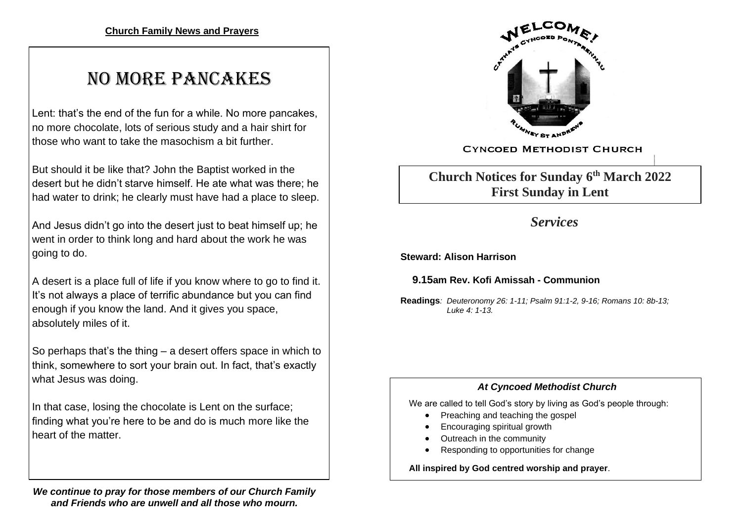**Church Family News and Prayers**

# NO MORE PANCAKES

Lent: that's the end of the fun for a while. No more pancakes, no more chocolate, lots of serious study and a hair shirt for those who want to take the masochism a bit further.

But should it be like that? John the Baptist worked in the desert but he didn't starve himself. He ate what was there; he had water to drink; he clearly must have had a place to sleep.

And Jesus didn't go into the desert just to beat himself up; he went in order to think long and hard about the work he was going to do.

A desert is a place full of life if you know where to go to find it. It's not always a place of terrific abundance but you can find enough if you know the land. And it gives you space, absolutely miles of it.

So perhaps that's the thing – a desert offers space in which to think, somewhere to sort your brain out. In fact, that's exactly what Jesus was doing.

In that case, losing the chocolate is Lent on the surface; finding what you're here to be and do is much more like the heart of the matter.

***We continue to pray for those members of our Church Family and Friends who are unwell and all those who mourn.***

WELCOME! CATHAYS CYNCOED PONTPRENNAU RUMNEY ST ANDREWS

CYNCOED METHODIST CHURCH

## Church Notices for Sunday 6th March 2022
## First Sunday in Lent

## *Services*

**Steward: Alison Harrison**

**9.15am Rev. Kofi Amissah - Communion**

**Readings**: *Deuteronomy 26: 1-11; Psalm 91:1-2, 9-16; Romans 10: 8b-13; Luke 4: 1-13.*

***At Cyncoed Methodist Church***

We are called to tell God's story by living as God's people through:

- Preaching and teaching the gospel
- Encouraging spiritual growth
- Outreach in the community
- Responding to opportunities for change

**All inspired by God centred worship and prayer**.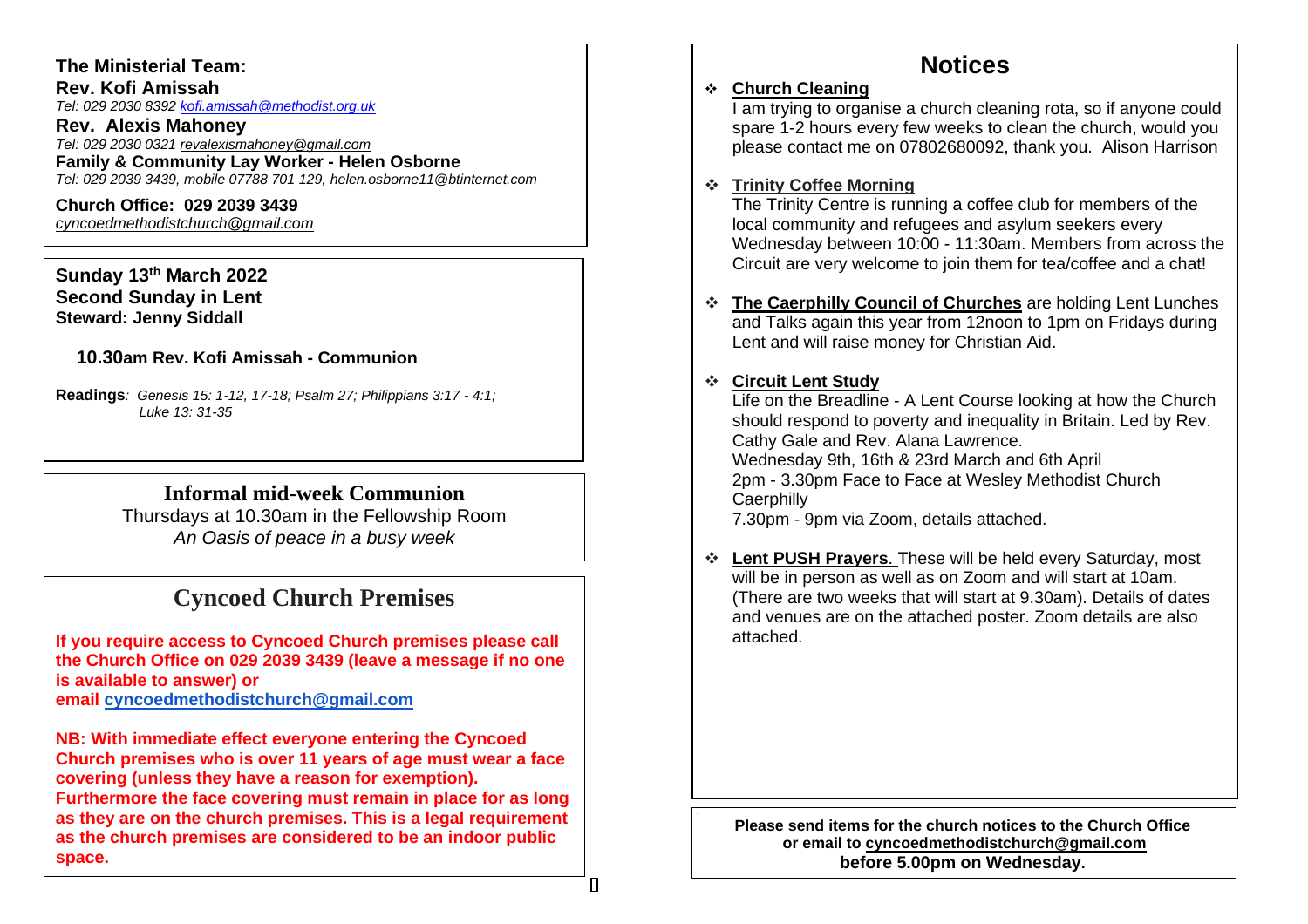**The Ministerial Team:**

**Rev. Kofi Amissah**

*Tel: 029 2030 8392 kofi.amissah@methodist.org.uk*

**Rev. Alexis Mahoney**

*Tel: 029 2030 0321 revalexismahoney@gmail.com*

**Family & Community Lay Worker - Helen Osborne**

*Tel: 029 2039 3439, mobile 07788 701 129, helen.osborne11@btinternet.com*

**Church Office: 029 2039 3439**

*cyncoedmethodistchurch@gmail.com*

**Sunday 13th March 2022**
**Second Sunday in Lent**
**Steward: Jenny Siddall**

**10.30am Rev. Kofi Amissah - Communion**

**Readings**: *Genesis 15: 1-12, 17-18; Psalm 27; Philippians 3:17 - 4:1; Luke 13: 31-35*

## Informal mid-week Communion

Thursdays at 10.30am in the Fellowship Room

*An Oasis of peace in a busy week*

## Cyncoed Church Premises

**If you require access to Cyncoed Church premises please call the Church Office on 029 2039 3439 (leave a message if no one is available to answer) or email cyncoedmethodistchurch@gmail.com**

**NB: With immediate effect everyone entering the Cyncoed Church premises who is over 11 years of age must wear a face covering (unless they have a reason for exemption). Furthermore the face covering must remain in place for as long as they are on the church premises. This is a legal requirement as the church premises are considered to be an indoor public space.**

# Notices

- **Church Cleaning**
  I am trying to organise a church cleaning rota, so if anyone could spare 1-2 hours every few weeks to clean the church, would you please contact me on 07802680092, thank you. Alison Harrison

- **Trinity Coffee Morning**
  The Trinity Centre is running a coffee club for members of the local community and refugees and asylum seekers every Wednesday between 10:00 - 11:30am. Members from across the Circuit are very welcome to join them for tea/coffee and a chat!

- **The Caerphilly Council of Churches** are holding Lent Lunches and Talks again this year from 12noon to 1pm on Fridays during Lent and will raise money for Christian Aid.

- **Circuit Lent Study**
  Life on the Breadline - A Lent Course looking at how the Church should respond to poverty and inequality in Britain. Led by Rev. Cathy Gale and Rev. Alana Lawrence.
  Wednesday 9th, 16th & 23rd March and 6th April
  2pm - 3.30pm Face to Face at Wesley Methodist Church Caerphilly
  7.30pm - 9pm via Zoom, details attached.

- **Lent PUSH Prayers**. These will be held every Saturday, most will be in person as well as on Zoom and will start at 10am. (There are two weeks that will start at 9.30am). Details of dates and venues are on the attached poster. Zoom details are also attached.

**Please send items for the church notices to the Church Office or email to cyncoedmethodistchurch@gmail.com before 5.00pm on Wednesday.**